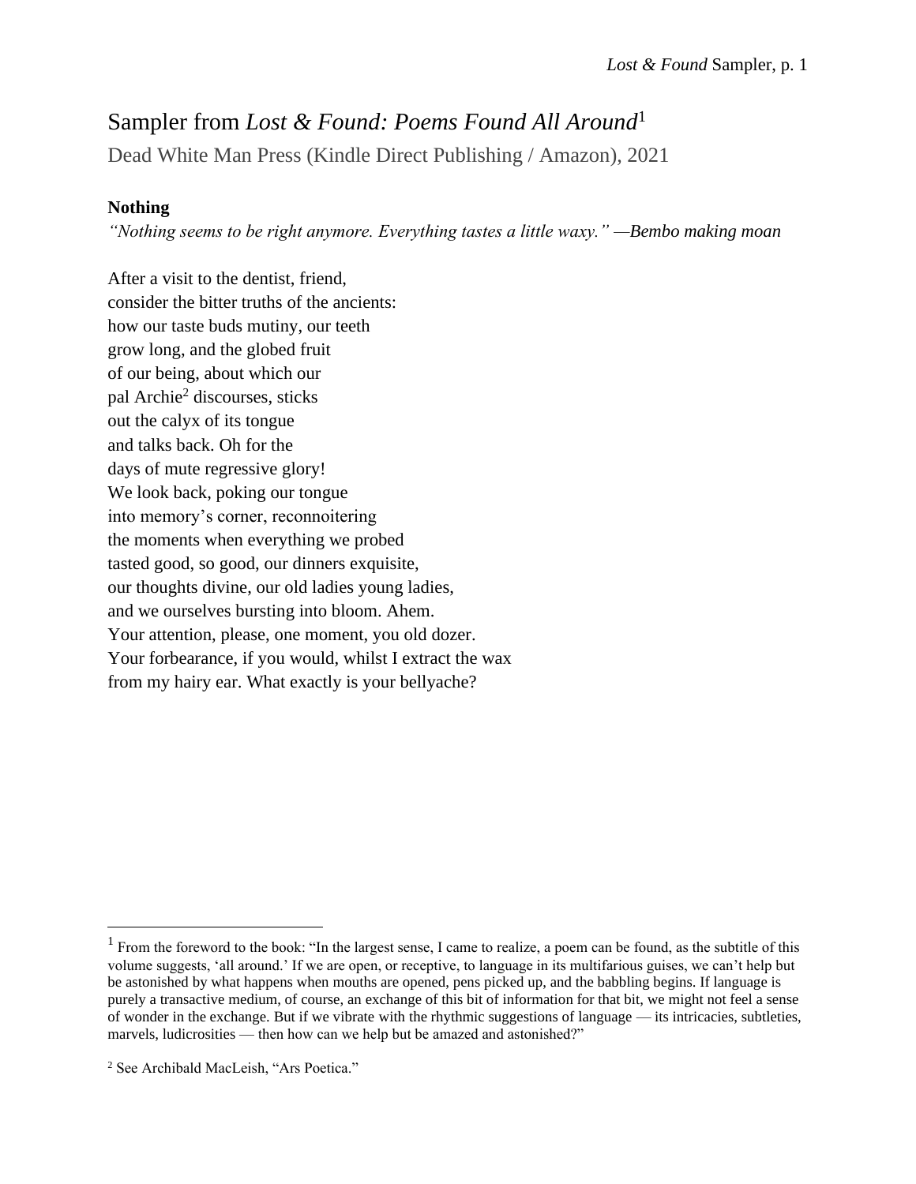# Sampler from *Lost & Found: Poems Found All Around*[1]

Dead White Man Press (Kindle Direct Publishing / Amazon), 2021

**Nothing**

*"Nothing seems to be right anymore. Everything tastes a little waxy." —Bembo making moan*

After a visit to the dentist, friend,  
consider the bitter truths of the ancients:  
how our taste buds mutiny, our teeth  
grow long, and the globed fruit  
of our being, about which our  
pal Archie[2] discourses, sticks  
out the calyx of its tongue  
and talks back. Oh for the  
days of mute regressive glory!  
We look back, poking our tongue  
into memory's corner, reconnoitering  
the moments when everything we probed  
tasted good, so good, our dinners exquisite,  
our thoughts divine, our old ladies young ladies,  
and we ourselves bursting into bloom. Ahem.  
Your attention, please, one moment, you old dozer.  
Your forbearance, if you would, whilst I extract the wax  
from my hairy ear. What exactly is your bellyache?

---

[1] From the foreword to the book: "In the largest sense, I came to realize, a poem can be found, as the subtitle of this volume suggests, 'all around.' If we are open, or receptive, to language in its multifarious guises, we can't help but be astonished by what happens when mouths are opened, pens picked up, and the babbling begins. If language is purely a transactive medium, of course, an exchange of this bit of information for that bit, we might not feel a sense of wonder in the exchange. But if we vibrate with the rhythmic suggestions of language — its intricacies, subtleties, marvels, ludicrosities — then how can we help but be amazed and astonished?"

[2] See Archibald MacLeish, "Ars Poetica."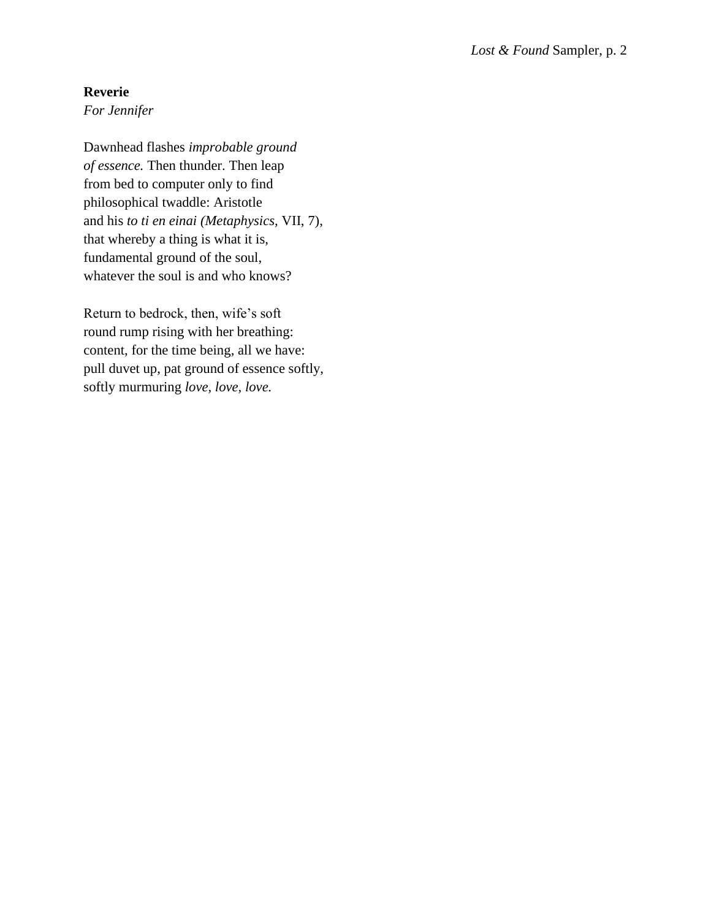**Reverie**

*For Jennifer*

Dawnhead flashes *improbable ground*  
*of essence.* Then thunder. Then leap  
from bed to computer only to find  
philosophical twaddle: Aristotle  
and his *to ti en einai (Metaphysics,* VII, 7),  
that whereby a thing is what it is,  
fundamental ground of the soul,  
whatever the soul is and who knows?

Return to bedrock, then, wife's soft  
round rump rising with her breathing:  
content, for the time being, all we have:  
pull duvet up, pat ground of essence softly,  
softly murmuring *love, love, love.*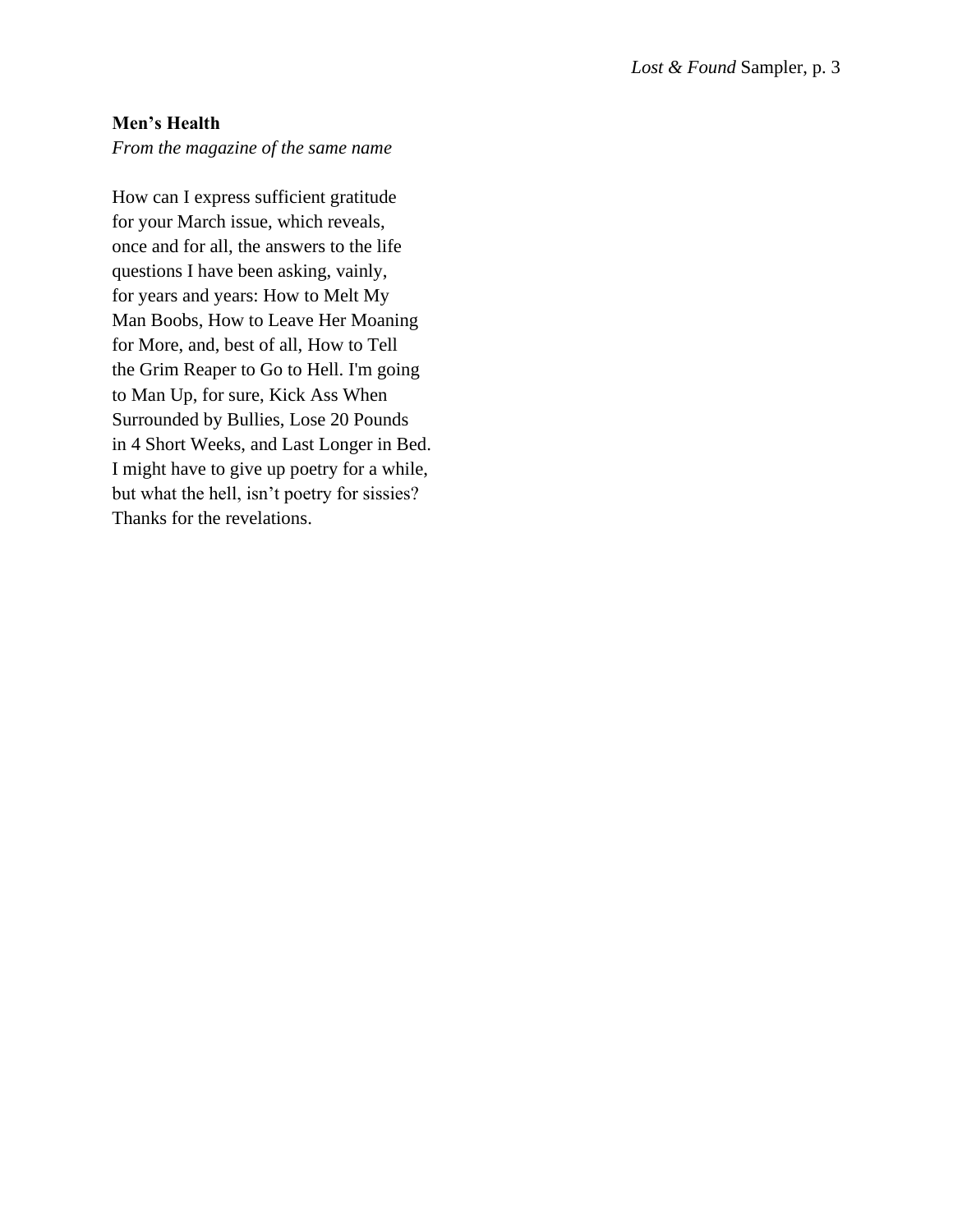**Men's Health**
*From the magazine of the same name*

How can I express sufficient gratitude
for your March issue, which reveals,
once and for all, the answers to the life
questions I have been asking, vainly,
for years and years: How to Melt My
Man Boobs, How to Leave Her Moaning
for More, and, best of all, How to Tell
the Grim Reaper to Go to Hell. I'm going
to Man Up, for sure, Kick Ass When
Surrounded by Bullies, Lose 20 Pounds
in 4 Short Weeks, and Last Longer in Bed.
I might have to give up poetry for a while,
but what the hell, isn't poetry for sissies?
Thanks for the revelations.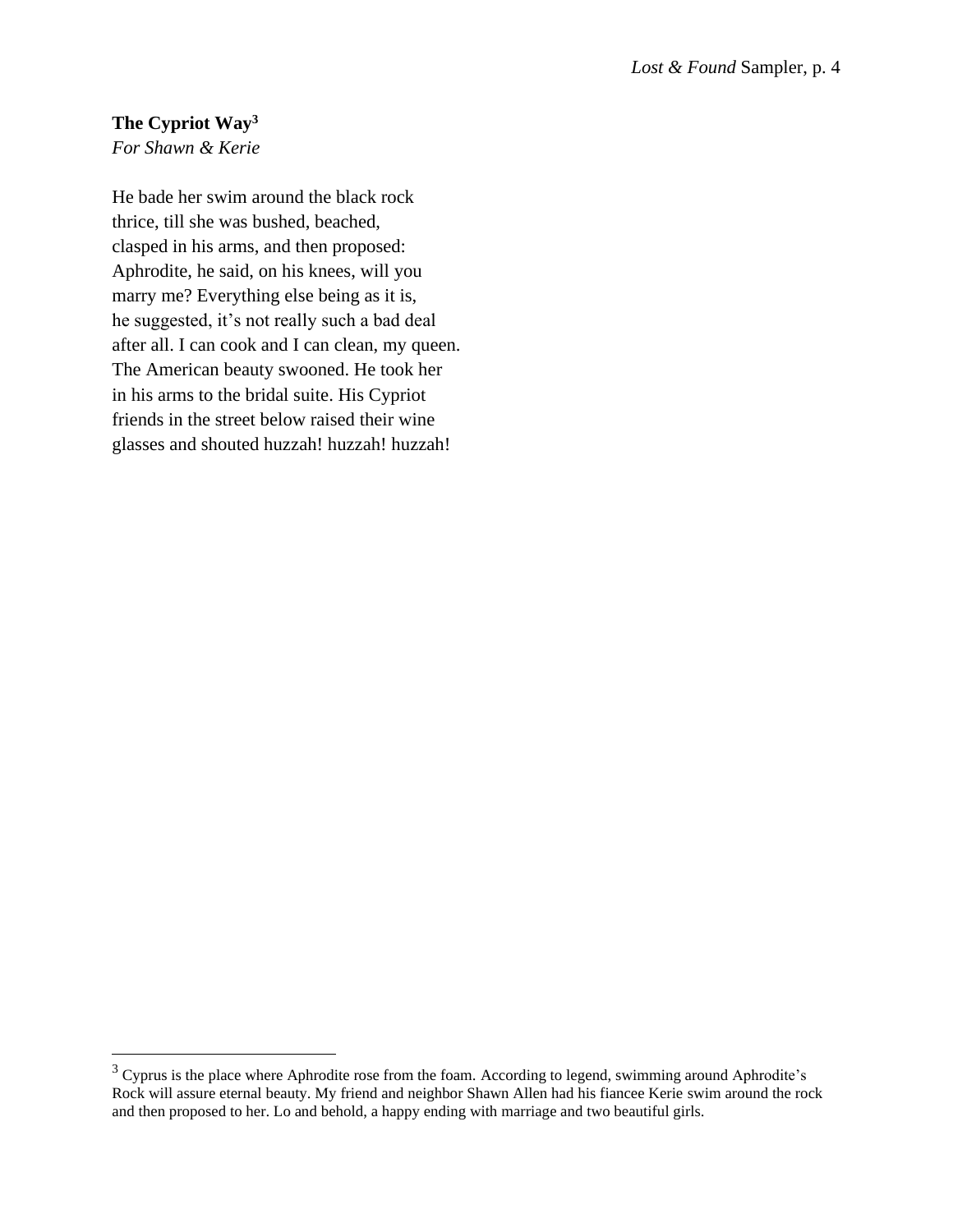**The Cypriot Way**[3]

*For Shawn & Kerie*

He bade her swim around the black rock  
thrice, till she was bushed, beached,  
clasped in his arms, and then proposed:  
Aphrodite, he said, on his knees, will you  
marry me? Everything else being as it is,  
he suggested, it's not really such a bad deal  
after all. I can cook and I can clean, my queen.  
The American beauty swooned. He took her  
in his arms to the bridal suite. His Cypriot  
friends in the street below raised their wine  
glasses and shouted huzzah! huzzah! huzzah!

---

[3] Cyprus is the place where Aphrodite rose from the foam. According to legend, swimming around Aphrodite's Rock will assure eternal beauty. My friend and neighbor Shawn Allen had his fiancee Kerie swim around the rock and then proposed to her. Lo and behold, a happy ending with marriage and two beautiful girls.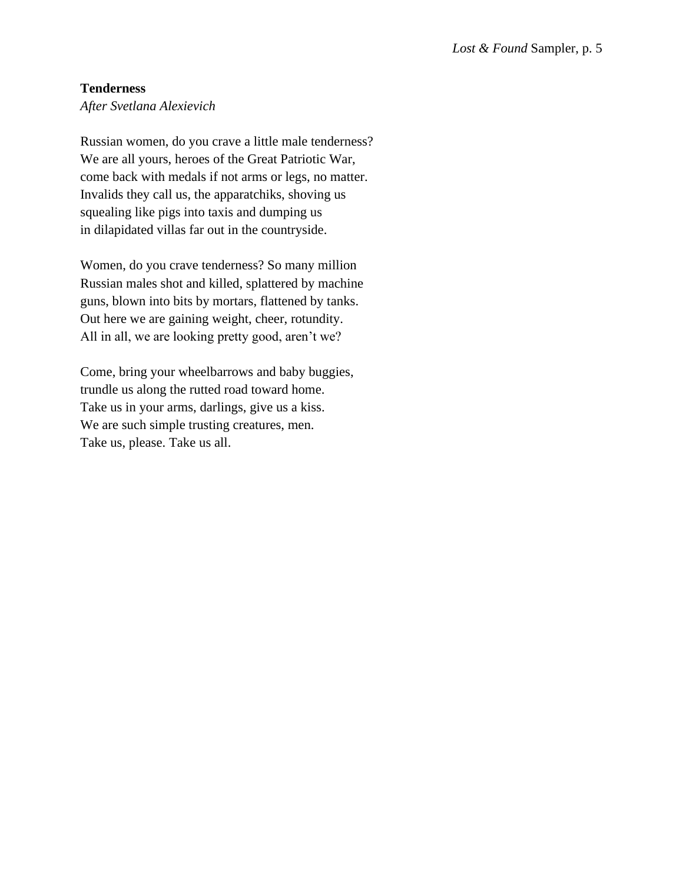**Tenderness**

*After Svetlana Alexievich*

Russian women, do you crave a little male tenderness?
We are all yours, heroes of the Great Patriotic War,
come back with medals if not arms or legs, no matter.
Invalids they call us, the apparatchiks, shoving us
squealing like pigs into taxis and dumping us
in dilapidated villas far out in the countryside.

Women, do you crave tenderness? So many million
Russian males shot and killed, splattered by machine
guns, blown into bits by mortars, flattened by tanks.
Out here we are gaining weight, cheer, rotundity.
All in all, we are looking pretty good, aren't we?

Come, bring your wheelbarrows and baby buggies,
trundle us along the rutted road toward home.
Take us in your arms, darlings, give us a kiss.
We are such simple trusting creatures, men.
Take us, please. Take us all.